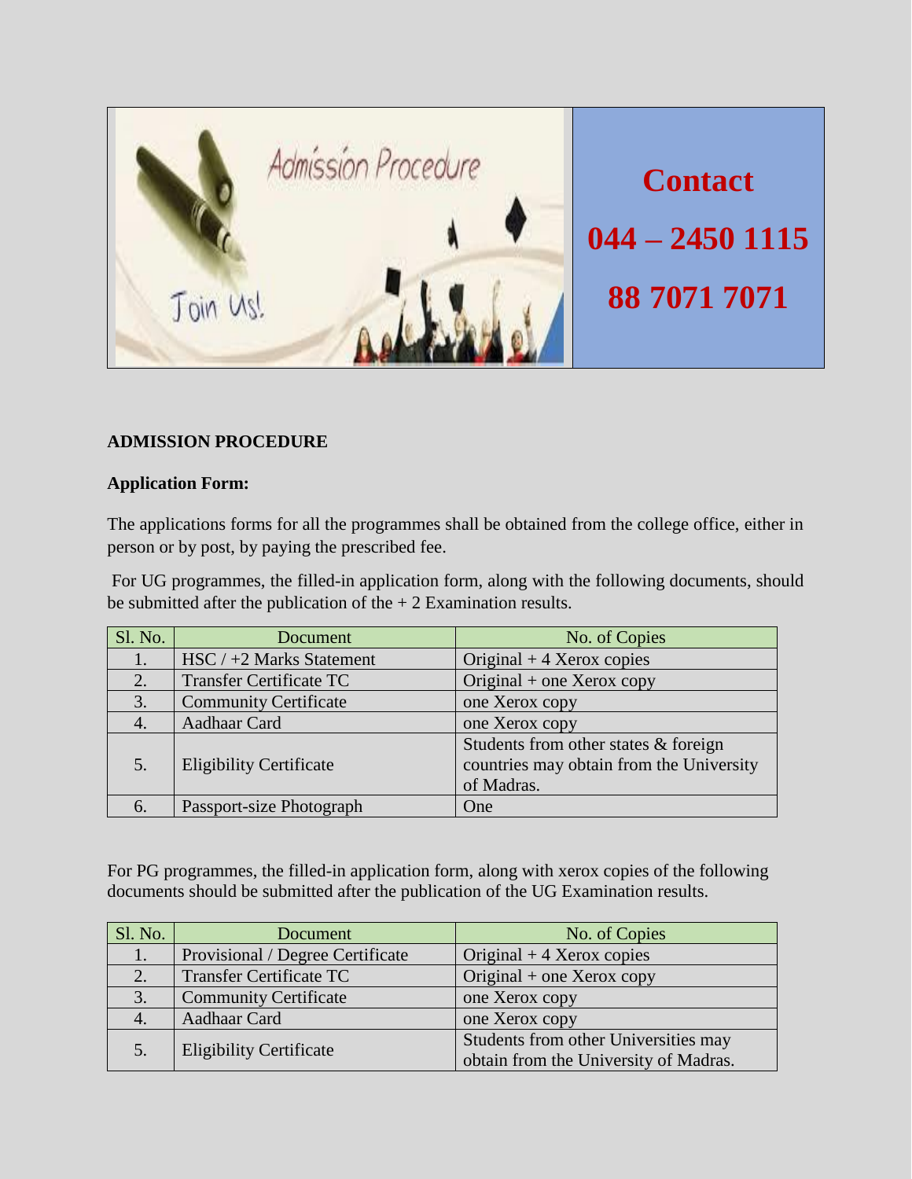**Contact**

**044 – 2450 1115**

**88 7071 7071**

**ADMISSION PROCEDURE**

**Application Form:**

The applications forms for all the programmes shall be obtained from the college office, either in person or by post, by paying the prescribed fee.

For UG programmes, the filled-in application form, along with the following documents, should be submitted after the publication of the + 2 Examination results.

| Sl. No. | Document | No. of Copies |
|---|---|---|
| 1. | HSC / +2 Marks Statement | Original + 4 Xerox copies |
| 2. | Transfer Certificate TC | Original + one Xerox copy |
| 3. | Community Certificate | one Xerox copy |
| 4. | Aadhaar Card | one Xerox copy |
| 5. | Eligibility Certificate | Students from other states & foreign countries may obtain from the University of Madras. |
| 6. | Passport-size Photograph | One |

For PG programmes, the filled-in application form, along with xerox copies of the following documents should be submitted after the publication of the UG Examination results.

| Sl. No. | Document | No. of Copies |
|---|---|---|
| 1. | Provisional / Degree Certificate | Original + 4 Xerox copies |
| 2. | Transfer Certificate TC | Original + one Xerox copy |
| 3. | Community Certificate | one Xerox copy |
| 4. | Aadhaar Card | one Xerox copy |
| 5. | Eligibility Certificate | Students from other Universities may obtain from the University of Madras. |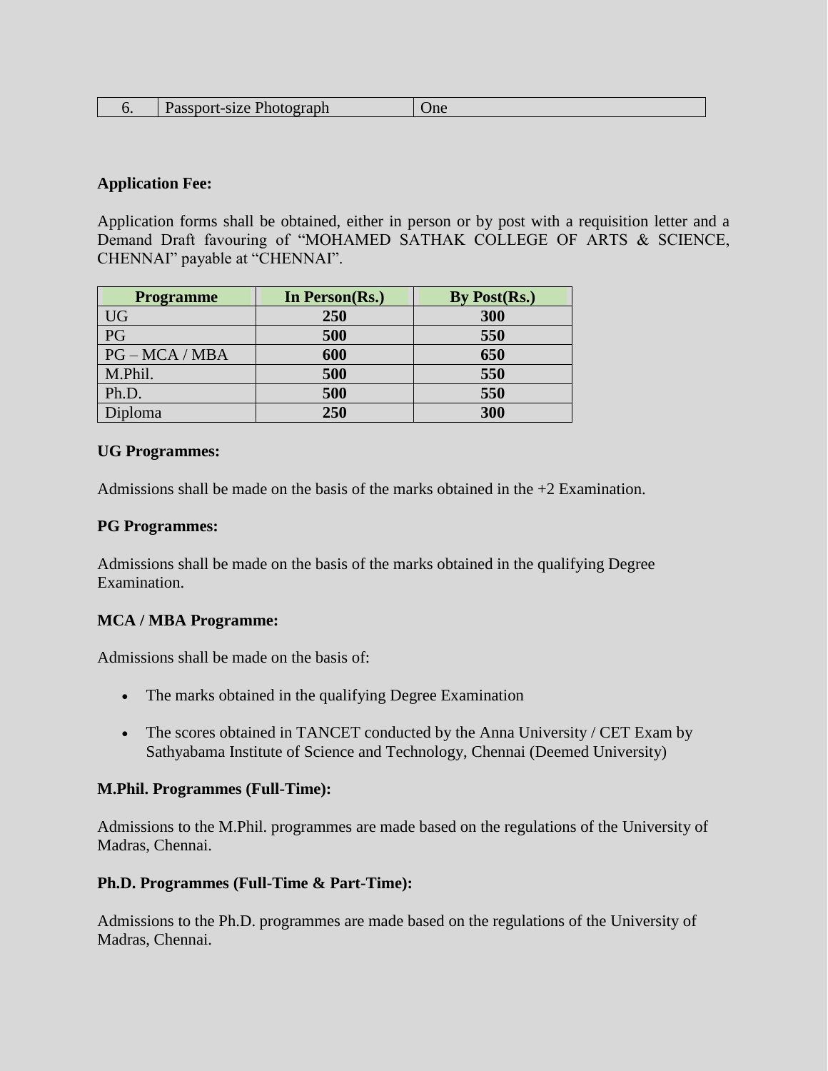| | | |
|---|---|---|
| 6. | Passport-size Photograph | One |

**Application Fee:**

Application forms shall be obtained, either in person or by post with a requisition letter and a Demand Draft favouring of "MOHAMED SATHAK COLLEGE OF ARTS & SCIENCE, CHENNAI" payable at "CHENNAI".

| Programme | In Person(Rs.) | By Post(Rs.) |
|---|---|---|
| UG | **250** | **300** |
| PG | **500** | **550** |
| PG – MCA / MBA | **600** | **650** |
| M.Phil. | **500** | **550** |
| Ph.D. | **500** | **550** |
| Diploma | **250** | **300** |

**UG Programmes:**

Admissions shall be made on the basis of the marks obtained in the +2 Examination.

**PG Programmes:**

Admissions shall be made on the basis of the marks obtained in the qualifying Degree Examination.

**MCA / MBA Programme:**

Admissions shall be made on the basis of:

- The marks obtained in the qualifying Degree Examination
- The scores obtained in TANCET conducted by the Anna University / CET Exam by Sathyabama Institute of Science and Technology, Chennai (Deemed University)

**M.Phil. Programmes (Full-Time):**

Admissions to the M.Phil. programmes are made based on the regulations of the University of Madras, Chennai.

**Ph.D. Programmes (Full-Time & Part-Time):**

Admissions to the Ph.D. programmes are made based on the regulations of the University of Madras, Chennai.